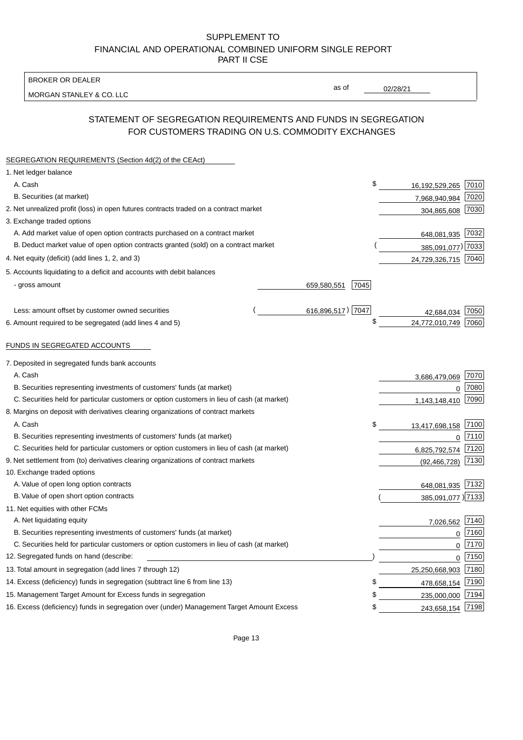SUPPLEMENT TO
FINANCIAL AND OPERATIONAL COMBINED UNIFORM SINGLE REPORT
PART II CSE

| BROKER OR DEALER | | |
|---|---|---|
| MORGAN STANLEY & CO. LLC | as of | 02/28/21 |

## STATEMENT OF SEGREGATION REQUIREMENTS AND FUNDS IN SEGREGATION FOR CUSTOMERS TRADING ON U.S. COMMODITY EXCHANGES

**SEGREGATION REQUIREMENTS (Section 4d(2) of the CEAct)**

| | | | | |
|---|---|---|---|---|
| 1. Net ledger balance | | | | |
| A. Cash | | | $ 16,192,529,265 | 7010 |
| B. Securities (at market) | | | 7,968,940,984 | 7020 |
| 2. Net unrealized profit (loss) in open futures contracts traded on a contract market | | | 304,865,608 | 7030 |
| 3. Exchange traded options | | | | |
| A. Add market value of open option contracts purchased on a contract market | | | 648,081,935 | 7032 |
| B. Deduct market value of open option contracts granted (sold) on a contract market | | | (385,091,077) | 7033 |
| 4. Net equity (deficit) (add lines 1, 2, and 3) | | | 24,729,326,715 | 7040 |
| 5. Accounts liquidating to a deficit and accounts with debit balances | | | | |
| - gross amount | 659,580,551 | 7045 | | |
| Less: amount offset by customer owned securities | (616,896,517) | 7047 | 42,684,034 | 7050 |
| 6. Amount required to be segregated (add lines 4 and 5) | | | $ 24,772,010,749 | 7060 |

**FUNDS IN SEGREGATED ACCOUNTS**

| | | |
|---|---|---|
| 7. Deposited in segregated funds bank accounts | | |
| A. Cash | 3,686,479,069 | 7070 |
| B. Securities representing investments of customers' funds (at market) | 0 | 7080 |
| C. Securities held for particular customers or option customers in lieu of cash (at market) | 1,143,148,410 | 7090 |
| 8. Margins on deposit with derivatives clearing organizations of contract markets | | |
| A. Cash | $ 13,417,698,158 | 7100 |
| B. Securities representing investments of customers' funds (at market) | 0 | 7110 |
| C. Securities held for particular customers or option customers in lieu of cash (at market) | 6,825,792,574 | 7120 |
| 9. Net settlement from (to) derivatives clearing organizations of contract markets | (92,466,728) | 7130 |
| 10. Exchange traded options | | |
| A. Value of open long option contracts | 648,081,935 | 7132 |
| B. Value of open short option contracts | (385,091,077) | 7133 |
| 11. Net equities with other FCMs | | |
| A. Net liquidating equity | 7,026,562 | 7140 |
| B. Securities representing investments of customers' funds (at market) | 0 | 7160 |
| C. Securities held for particular customers or option customers in lieu of cash (at market) | 0 | 7170 |
| 12. Segregated funds on hand (describe: ) | 0 | 7150 |
| 13. Total amount in segregation (add lines 7 through 12) | 25,250,668,903 | 7180 |
| 14. Excess (deficiency) funds in segregation (subtract line 6 from line 13) | $ 478,658,154 | 7190 |
| 15. Management Target Amount for Excess funds in segregation | $ 235,000,000 | 7194 |
| 16. Excess (deficiency) funds in segregation over (under) Management Target Amount Excess | $ 243,658,154 | 7198 |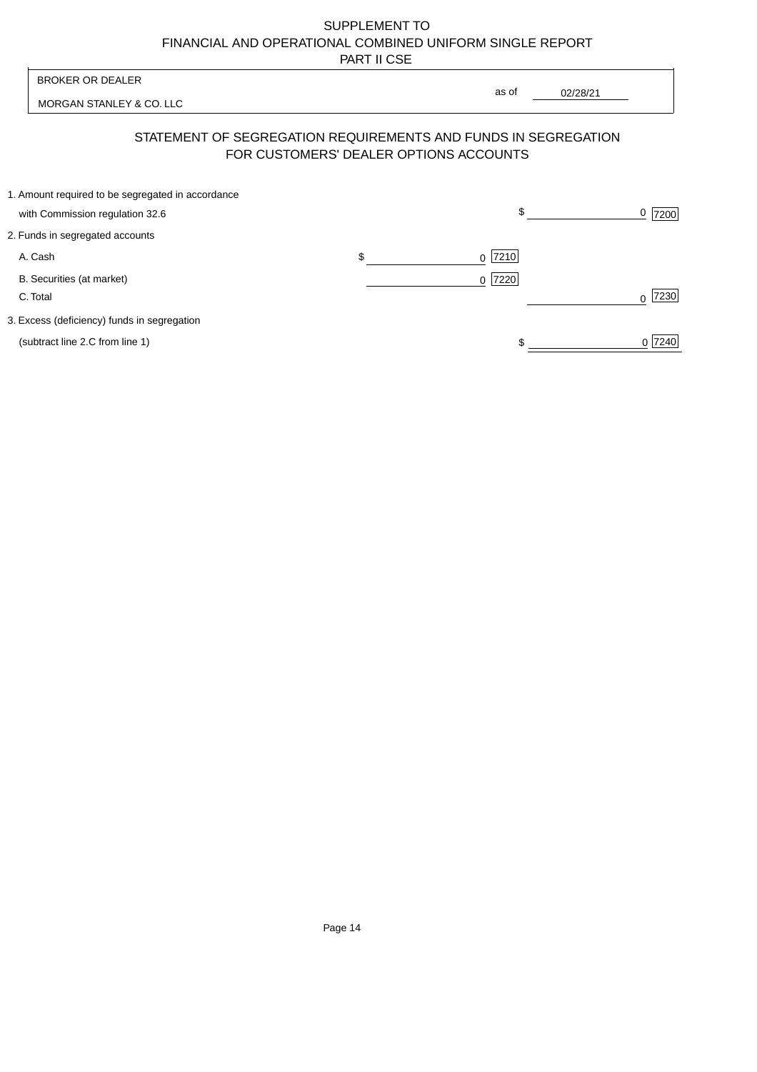SUPPLEMENT TO
FINANCIAL AND OPERATIONAL COMBINED UNIFORM SINGLE REPORT
PART II CSE

| BROKER OR DEALER | |
|---|---|
| MORGAN STANLEY & CO. LLC | as of 02/28/21 |

## STATEMENT OF SEGREGATION REQUIREMENTS AND FUNDS IN SEGREGATION FOR CUSTOMERS' DEALER OPTIONS ACCOUNTS

| | | |
|---|---|---|
| 1. Amount required to be segregated in accordance with Commission regulation 32.6 | | $ 0 [7200] |
| 2. Funds in segregated accounts | | |
| A. Cash | $ 0 [7210] | |
| B. Securities (at market) | 0 [7220] | |
| C. Total | | 0 [7230] |
| 3. Excess (deficiency) funds in segregation (subtract line 2.C from line 1) | | $ 0 [7240] |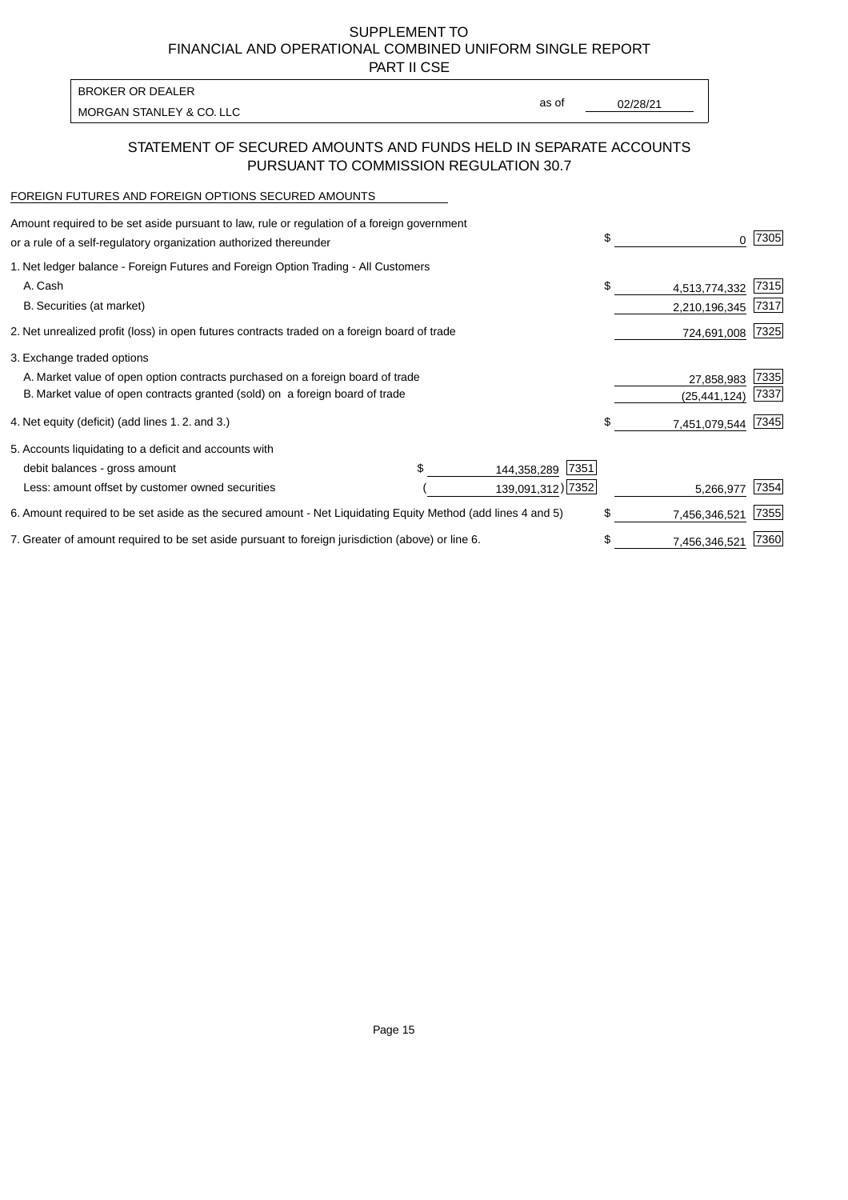SUPPLEMENT TO
FINANCIAL AND OPERATIONAL COMBINED UNIFORM SINGLE REPORT
PART II CSE

| BROKER OR DEALER | | |
|---|---|---|
| MORGAN STANLEY & CO. LLC | as of | 02/28/21 |

## STATEMENT OF SECURED AMOUNTS AND FUNDS HELD IN SEPARATE ACCOUNTS PURSUANT TO COMMISSION REGULATION 30.7

FOREIGN FUTURES AND FOREIGN OPTIONS SECURED AMOUNTS

| | | | | |
|---|---|---|---|---|
| Amount required to be set aside pursuant to law, rule or regulation of a foreign government or a rule of a self-regulatory organization authorized thereunder | | | $ 0 | 7305 |
| 1. Net ledger balance - Foreign Futures and Foreign Option Trading - All Customers | | | | |
| A. Cash | | | $ 4,513,774,332 | 7315 |
| B. Securities (at market) | | | 2,210,196,345 | 7317 |
| 2. Net unrealized profit (loss) in open futures contracts traded on a foreign board of trade | | | 724,691,008 | 7325 |
| 3. Exchange traded options | | | | |
| A. Market value of open option contracts purchased on a foreign board of trade | | | 27,858,983 | 7335 |
| B. Market value of open contracts granted (sold) on a foreign board of trade | | | (25,441,124) | 7337 |
| 4. Net equity (deficit) (add lines 1. 2. and 3.) | | | $ 7,451,079,544 | 7345 |
| 5. Accounts liquidating to a deficit and accounts with | | | | |
| debit balances - gross amount | $ 144,358,289 | 7351 | | |
| Less: amount offset by customer owned securities | ( 139,091,312) | 7352 | 5,266,977 | 7354 |
| 6. Amount required to be set aside as the secured amount - Net Liquidating Equity Method (add lines 4 and 5) | | | $ 7,456,346,521 | 7355 |
| 7. Greater of amount required to be set aside pursuant to foreign jurisdiction (above) or line 6. | | | $ 7,456,346,521 | 7360 |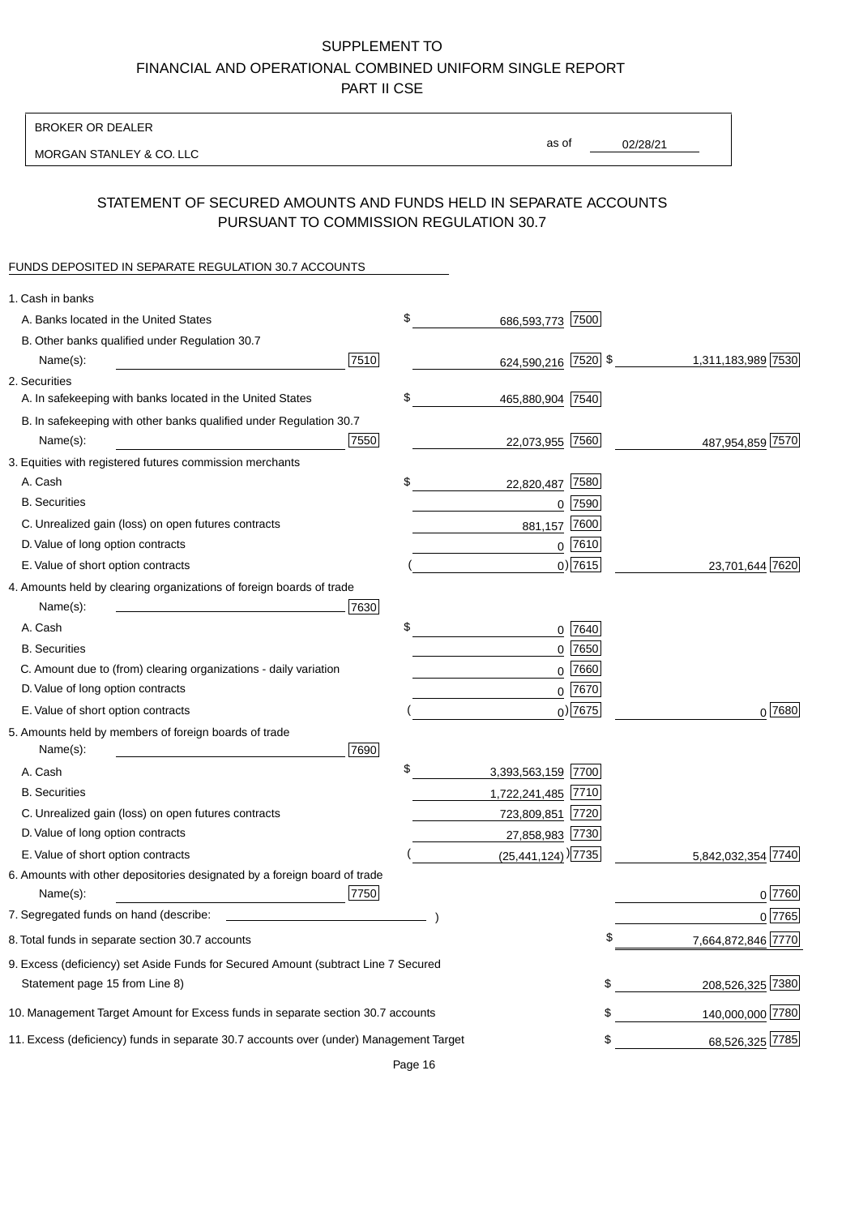# SUPPLEMENT TO
# FINANCIAL AND OPERATIONAL COMBINED UNIFORM SINGLE REPORT
# PART II CSE

BROKER OR DEALER

MORGAN STANLEY & CO. LLC

as of 02/28/21

## STATEMENT OF SECURED AMOUNTS AND FUNDS HELD IN SEPARATE ACCOUNTS PURSUANT TO COMMISSION REGULATION 30.7

FUNDS DEPOSITED IN SEPARATE REGULATION 30.7 ACCOUNTS

| Item | | Amount | Code | Total | Code |
|---|---|---|---|---|---|
| 1. Cash in banks | | | | | |
| A. Banks located in the United States | | $ 686,593,773 | 7500 | | |
| B. Other banks qualified under Regulation 30.7 Name(s): | 7510 | 624,590,216 | 7520 | $ 1,311,183,989 | 7530 |
| 2. Securities | | | | | |
| A. In safekeeping with banks located in the United States | | $ 465,880,904 | 7540 | | |
| B. In safekeeping with other banks qualified under Regulation 30.7 Name(s): | 7550 | 22,073,955 | 7560 | 487,954,859 | 7570 |
| 3. Equities with registered futures commission merchants | | | | | |
| A. Cash | | $ 22,820,487 | 7580 | | |
| B. Securities | | 0 | 7590 | | |
| C. Unrealized gain (loss) on open futures contracts | | 881,157 | 7600 | | |
| D. Value of long option contracts | | 0 | 7610 | | |
| E. Value of short option contracts | | ( 0) | 7615 | 23,701,644 | 7620 |
| 4. Amounts held by clearing organizations of foreign boards of trade Name(s): | 7630 | | | | |
| A. Cash | | $ 0 | 7640 | | |
| B. Securities | | 0 | 7650 | | |
| C. Amount due to (from) clearing organizations - daily variation | | 0 | 7660 | | |
| D. Value of long option contracts | | 0 | 7670 | | |
| E. Value of short option contracts | | ( 0) | 7675 | 0 | 7680 |
| 5. Amounts held by members of foreign boards of trade Name(s): | 7690 | | | | |
| A. Cash | | $ 3,393,563,159 | 7700 | | |
| B. Securities | | 1,722,241,485 | 7710 | | |
| C. Unrealized gain (loss) on open futures contracts | | 723,809,851 | 7720 | | |
| D. Value of long option contracts | | 27,858,983 | 7730 | | |
| E. Value of short option contracts | | ( (25,441,124) ) | 7735 | 5,842,032,354 | 7740 |
| 6. Amounts with other depositories designated by a foreign board of trade Name(s): | 7750 | | | 0 | 7760 |
| 7. Segregated funds on hand (describe: ) | | | | 0 | 7765 |
| 8. Total funds in separate section 30.7 accounts | | | | $ 7,664,872,846 | 7770 |
| 9. Excess (deficiency) set Aside Funds for Secured Amount (subtract Line 7 Secured Statement page 15 from Line 8) | | | | $ 208,526,325 | 7380 |
| 10. Management Target Amount for Excess funds in separate section 30.7 accounts | | | | $ 140,000,000 | 7780 |
| 11. Excess (deficiency) funds in separate 30.7 accounts over (under) Management Target | | | | $ 68,526,325 | 7785 |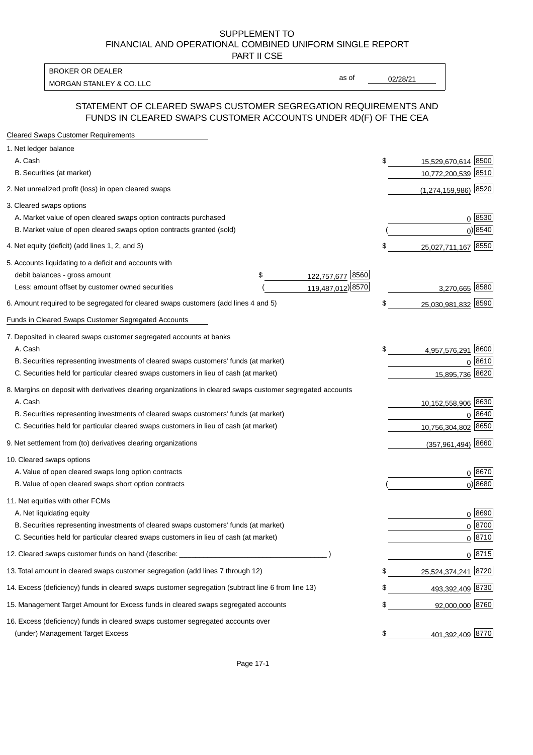SUPPLEMENT TO
FINANCIAL AND OPERATIONAL COMBINED UNIFORM SINGLE REPORT
PART II CSE

| BROKER OR DEALER | | |
|---|---|---|
| MORGAN STANLEY & CO. LLC | as of | 02/28/21 |

## STATEMENT OF CLEARED SWAPS CUSTOMER SEGREGATION REQUIREMENTS AND FUNDS IN CLEARED SWAPS CUSTOMER ACCOUNTS UNDER 4D(F) OF THE CEA

**Cleared Swaps Customer Requirements**

| | | | | |
|---|---|---|---|---|
| 1. Net ledger balance | | | | |
| A. Cash | | | $ 15,529,670,614 | 8500 |
| B. Securities (at market) | | | 10,772,200,539 | 8510 |
| 2. Net unrealized profit (loss) in open cleared swaps | | | (1,274,159,986) | 8520 |
| 3. Cleared swaps options | | | | |
| A. Market value of open cleared swaps option contracts purchased | | | 0 | 8530 |
| B. Market value of open cleared swaps option contracts granted (sold) | | | ( 0) | 8540 |
| 4. Net equity (deficit) (add lines 1, 2, and 3) | | | $ 25,027,711,167 | 8550 |
| 5. Accounts liquidating to a deficit and accounts with | | | | |
| debit balances - gross amount | $ 122,757,677 | 8560 | | |
| Less: amount offset by customer owned securities | ( 119,487,012) | 8570 | 3,270,665 | 8580 |
| 6. Amount required to be segregated for cleared swaps customers (add lines 4 and 5) | | | $ 25,030,981,832 | 8590 |

**Funds in Cleared Swaps Customer Segregated Accounts**

| | | |
|---|---|---|
| 7. Deposited in cleared swaps customer segregated accounts at banks | | |
| A. Cash | $ 4,957,576,291 | 8600 |
| B. Securities representing investments of cleared swaps customers' funds (at market) | 0 | 8610 |
| C. Securities held for particular cleared swaps customers in lieu of cash (at market) | 15,895,736 | 8620 |
| 8. Margins on deposit with derivatives clearing organizations in cleared swaps customer segregated accounts | | |
| A. Cash | 10,152,558,906 | 8630 |
| B. Securities representing investments of cleared swaps customers' funds (at market) | 0 | 8640 |
| C. Securities held for particular cleared swaps customers in lieu of cash (at market) | 10,756,304,802 | 8650 |
| 9. Net settlement from (to) derivatives clearing organizations | (357,961,494) | 8660 |
| 10. Cleared swaps options | | |
| A. Value of open cleared swaps long option contracts | 0 | 8670 |
| B. Value of open cleared swaps short option contracts | ( 0) | 8680 |
| 11. Net equities with other FCMs | | |
| A. Net liquidating equity | 0 | 8690 |
| B. Securities representing investments of cleared swaps customers' funds (at market) | 0 | 8700 |
| C. Securities held for particular cleared swaps customers in lieu of cash (at market) | 0 | 8710 |
| 12. Cleared swaps customer funds on hand (describe: ____________ ) | 0 | 8715 |
| 13. Total amount in cleared swaps customer segregation (add lines 7 through 12) | $ 25,524,374,241 | 8720 |
| 14. Excess (deficiency) funds in cleared swaps customer segregation (subtract line 6 from line 13) | $ 493,392,409 | 8730 |
| 15. Management Target Amount for Excess funds in cleared swaps segregated accounts | $ 92,000,000 | 8760 |
| 16. Excess (deficiency) funds in cleared swaps customer segregated accounts over (under) Management Target Excess | $ 401,392,409 | 8770 |